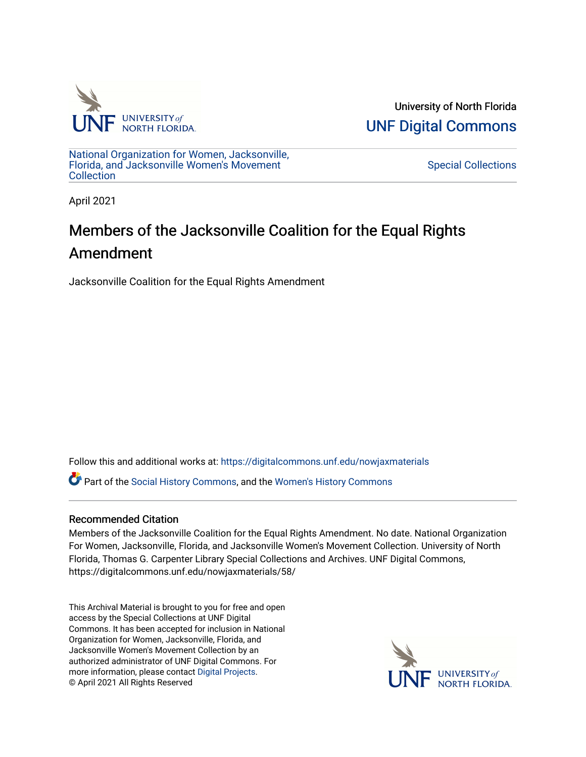University of North Florida

UNF Digital Commons

National Organization for Women, Jacksonville, Florida, and Jacksonville Women's Movement Collection

Special Collections

April 2021

# Members of the Jacksonville Coalition for the Equal Rights Amendment

Jacksonville Coalition for the Equal Rights Amendment

Follow this and additional works at: https://digitalcommons.unf.edu/nowjaxmaterials

Part of the Social History Commons, and the Women's History Commons

## Recommended Citation

Members of the Jacksonville Coalition for the Equal Rights Amendment. No date. National Organization For Women, Jacksonville, Florida, and Jacksonville Women's Movement Collection. University of North Florida, Thomas G. Carpenter Library Special Collections and Archives. UNF Digital Commons, https://digitalcommons.unf.edu/nowjaxmaterials/58/

This Archival Material is brought to you for free and open access by the Special Collections at UNF Digital Commons. It has been accepted for inclusion in National Organization for Women, Jacksonville, Florida, and Jacksonville Women's Movement Collection by an authorized administrator of UNF Digital Commons. For more information, please contact Digital Projects.
© April 2021 All Rights Reserved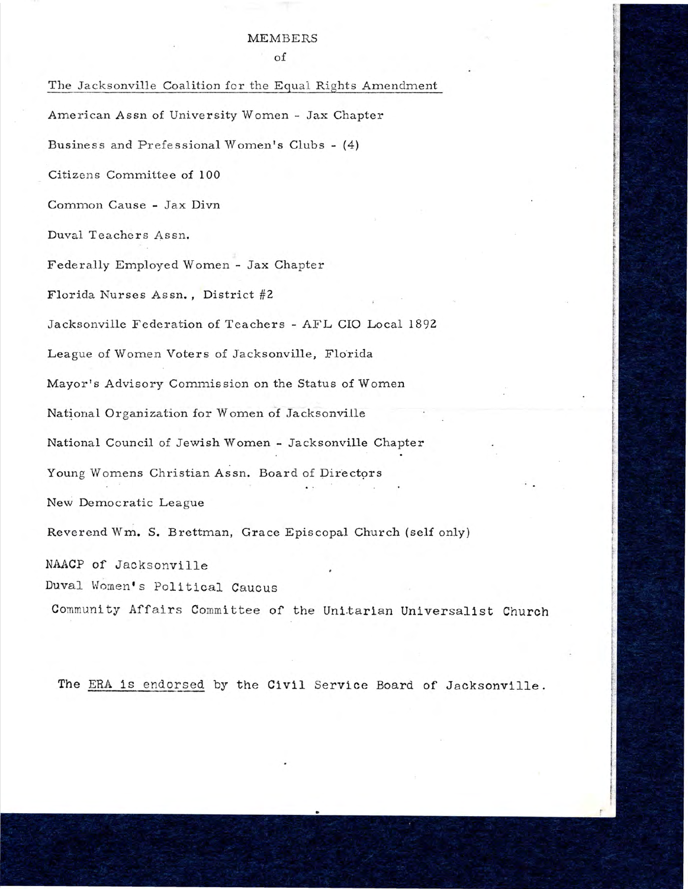# MEMBERS

of

<u>The Jacksonville Coalition for the Equal Rights Amendment</u>

American Assn of University Women - Jax Chapter

Business and Prefessional Women's Clubs - (4)

Citizens Committee of 100

Common Cause - Jax Divn

Duval Teachers Assn.

Federally Employed Women - Jax Chapter

Florida Nurses Assn., District #2

Jacksonville Federation of Teachers - AFL CIO Local 1892

League of Women Voters of Jacksonville, Florida

Mayor's Advisory Commission on the Status of Women

National Organization for Women of Jacksonville

National Council of Jewish Women - Jacksonville Chapter

Young Womens Christian Assn. Board of Directors

New Democratic League

Reverend Wm. S. Brettman, Grace Episcopal Church (self only)

NAACP of Jacksonville

Duval Women's Political Caucus

Community Affairs Committee of the Unitarian Universalist Church

The <u>ERA is endorsed</u> by the Civil Service Board of Jacksonville.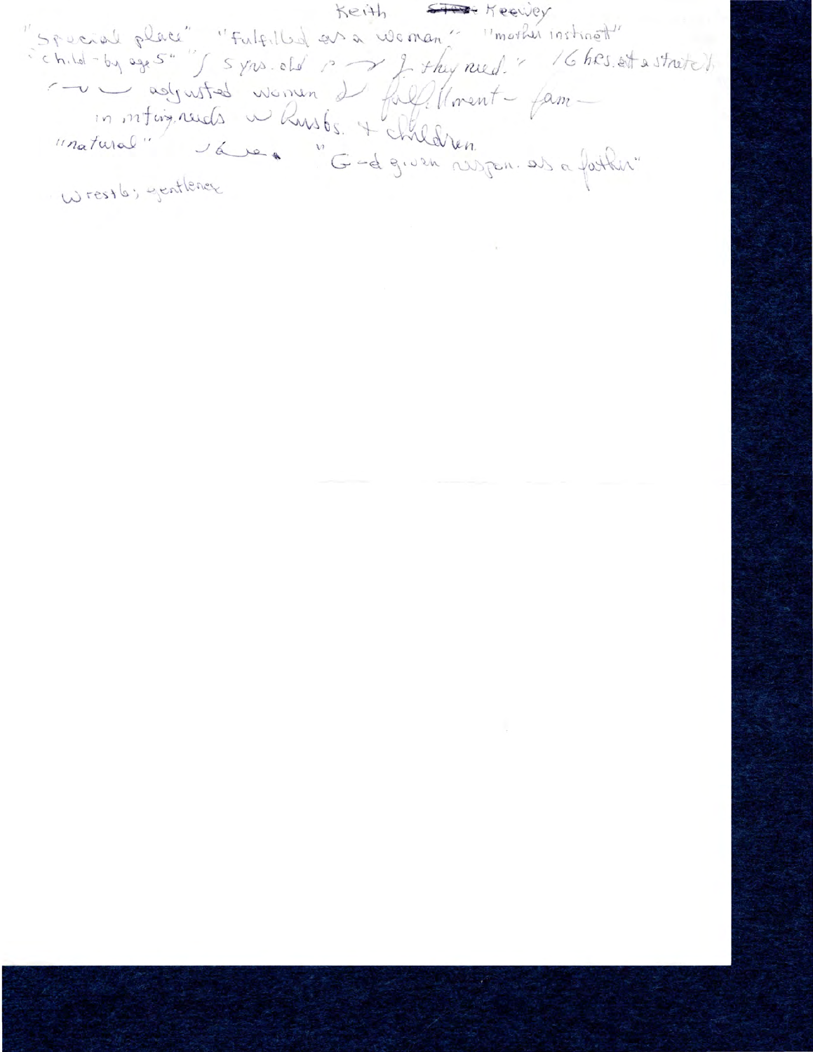Keith ~~Steve~~ Keewey

"special place" "Fulfilled as a woman" "mother instinct"

"child - by age 5" "5 yrs. old" → "they need." 16 hrs. at a stretch

adjusted women & fulfillment - fam -

in inf/org needs w husbs. & children.

"natural" "God given respon. as a father"

wrestle; gentleness